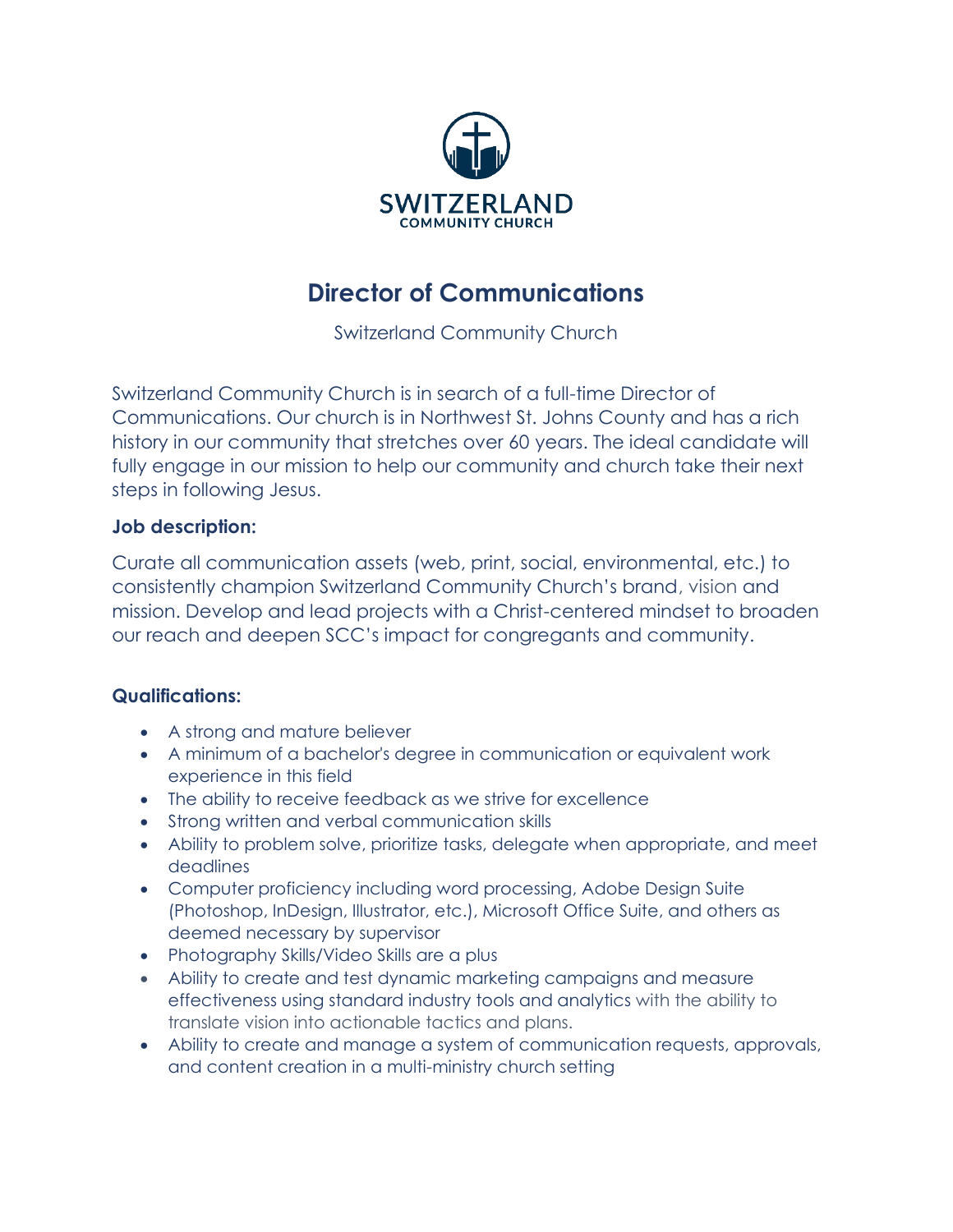SWITZERLAND
COMMUNITY CHURCH

# Director of Communications

Switzerland Community Church

Switzerland Community Church is in search of a full-time Director of Communications. Our church is in Northwest St. Johns County and has a rich history in our community that stretches over 60 years. The ideal candidate will fully engage in our mission to help our community and church take their next steps in following Jesus.

**Job description:**

Curate all communication assets (web, print, social, environmental, etc.) to consistently champion Switzerland Community Church's brand, vision and mission. Develop and lead projects with a Christ-centered mindset to broaden our reach and deepen SCC's impact for congregants and community.

**Qualifications:**

- A strong and mature believer
- A minimum of a bachelor's degree in communication or equivalent work experience in this field
- The ability to receive feedback as we strive for excellence
- Strong written and verbal communication skills
- Ability to problem solve, prioritize tasks, delegate when appropriate, and meet deadlines
- Computer proficiency including word processing, Adobe Design Suite (Photoshop, InDesign, Illustrator, etc.), Microsoft Office Suite, and others as deemed necessary by supervisor
- Photography Skills/Video Skills are a plus
- Ability to create and test dynamic marketing campaigns and measure effectiveness using standard industry tools and analytics with the ability to translate vision into actionable tactics and plans.
- Ability to create and manage a system of communication requests, approvals, and content creation in a multi-ministry church setting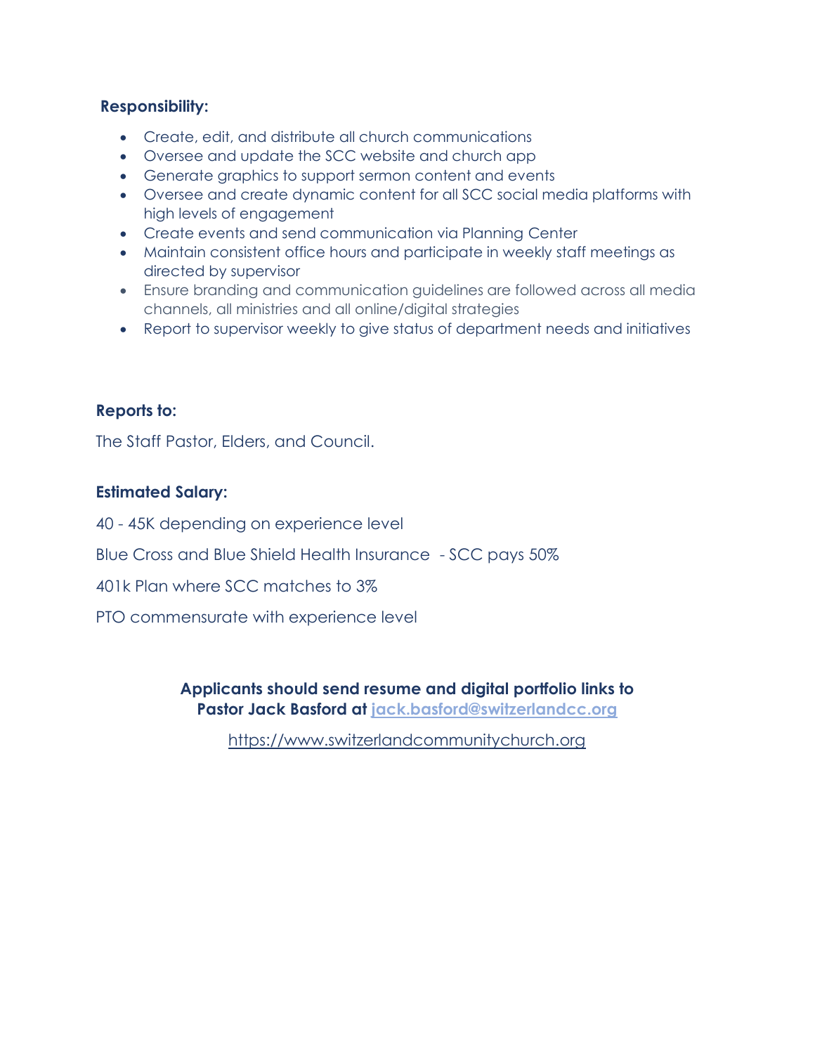**Responsibility:**

- Create, edit, and distribute all church communications
- Oversee and update the SCC website and church app
- Generate graphics to support sermon content and events
- Oversee and create dynamic content for all SCC social media platforms with high levels of engagement
- Create events and send communication via Planning Center
- Maintain consistent office hours and participate in weekly staff meetings as directed by supervisor
- Ensure branding and communication guidelines are followed across all media channels, all ministries and all online/digital strategies
- Report to supervisor weekly to give status of department needs and initiatives

**Reports to:**

The Staff Pastor, Elders, and Council.

**Estimated Salary:**

40 - 45K depending on experience level

Blue Cross and Blue Shield Health Insurance - SCC pays 50%

401k Plan where SCC matches to 3%

PTO commensurate with experience level

**Applicants should send resume and digital portfolio links to Pastor Jack Basford at jack.basford@switzerlandcc.org**

https://www.switzerlandcommunitychurch.org